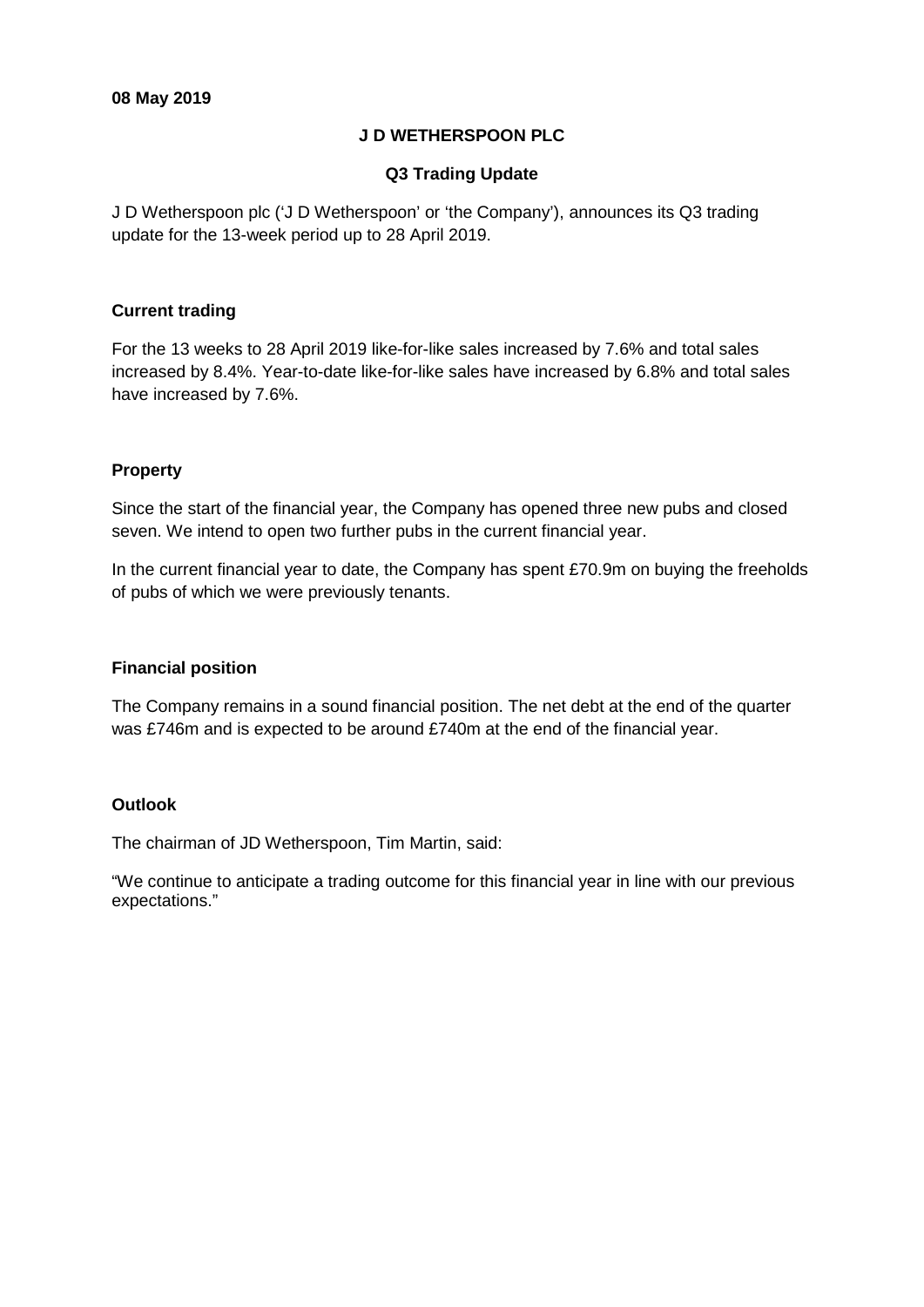**08 May 2019**

# J D WETHERSPOON PLC

## Q3 Trading Update

J D Wetherspoon plc ('J D Wetherspoon' or 'the Company'), announces its Q3 trading update for the 13-week period up to 28 April 2019.

### Current trading

For the 13 weeks to 28 April 2019 like-for-like sales increased by 7.6% and total sales increased by 8.4%. Year-to-date like-for-like sales have increased by 6.8% and total sales have increased by 7.6%.

### Property

Since the start of the financial year, the Company has opened three new pubs and closed seven. We intend to open two further pubs in the current financial year.

In the current financial year to date, the Company has spent £70.9m on buying the freeholds of pubs of which we were previously tenants.

### Financial position

The Company remains in a sound financial position. The net debt at the end of the quarter was £746m and is expected to be around £740m at the end of the financial year.

### Outlook

The chairman of JD Wetherspoon, Tim Martin, said:

"We continue to anticipate a trading outcome for this financial year in line with our previous expectations."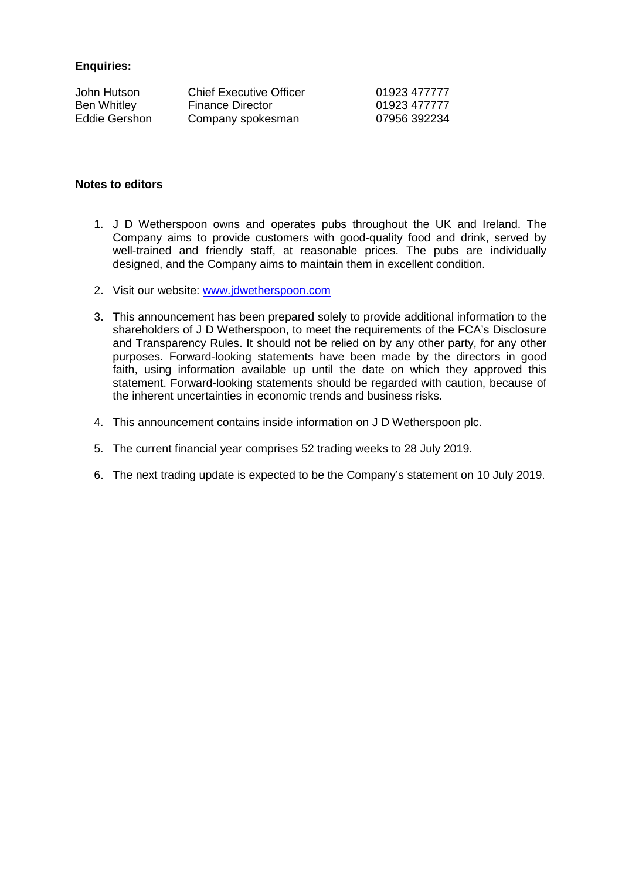**Enquiries:**

| | | |
|---|---|---|
| John Hutson | Chief Executive Officer | 01923 477777 |
| Ben Whitley | Finance Director | 01923 477777 |
| Eddie Gershon | Company spokesman | 07956 392234 |

**Notes to editors**

1. J D Wetherspoon owns and operates pubs throughout the UK and Ireland. The Company aims to provide customers with good-quality food and drink, served by well-trained and friendly staff, at reasonable prices. The pubs are individually designed, and the Company aims to maintain them in excellent condition.
2. Visit our website: www.jdwetherspoon.com
3. This announcement has been prepared solely to provide additional information to the shareholders of J D Wetherspoon, to meet the requirements of the FCA's Disclosure and Transparency Rules. It should not be relied on by any other party, for any other purposes. Forward-looking statements have been made by the directors in good faith, using information available up until the date on which they approved this statement. Forward-looking statements should be regarded with caution, because of the inherent uncertainties in economic trends and business risks.
4. This announcement contains inside information on J D Wetherspoon plc.
5. The current financial year comprises 52 trading weeks to 28 July 2019.
6. The next trading update is expected to be the Company's statement on 10 July 2019.